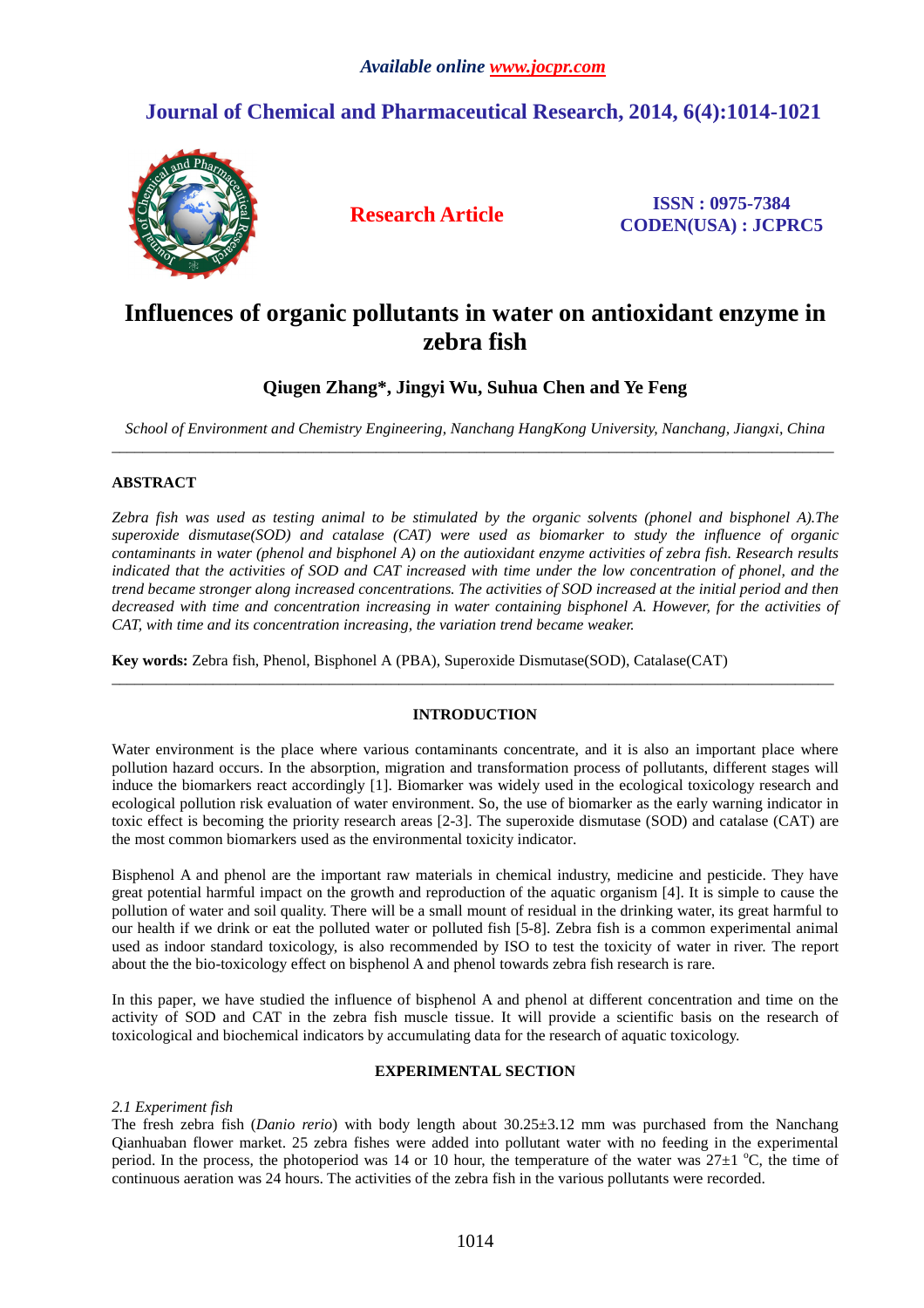# Influences of organic pollutants in water on antioxidant enzyme in zebra fish

**Qiugen Zhang\*, Jingyi Wu, Suhua Chen and Ye Feng**

*School of Environment and Chemistry Engineering, Nanchang HangKong University, Nanchang, Jiangxi, China*

---

## ABSTRACT

*Zebra fish was used as testing animal to be stimulated by the organic solvents (phonel and bisphonel A).The superoxide dismutase(SOD) and catalase (CAT) were used as biomarker to study the influence of organic contaminants in water (phenol and bisphonel A) on the autioxidant enzyme activities of zebra fish. Research results indicated that the activities of SOD and CAT increased with time under the low concentration of phonel, and the trend became stronger along increased concentrations. The activities of SOD increased at the initial period and then decreased with time and concentration increasing in water containing bisphonel A. However, for the activities of CAT, with time and its concentration increasing, the variation trend became weaker.*

**Key words:** Zebra fish, Phenol, Bisphonel A (PBA), Superoxide Dismutase(SOD), Catalase(CAT)

---

## INTRODUCTION

Water environment is the place where various contaminants concentrate, and it is also an important place where pollution hazard occurs. In the absorption, migration and transformation process of pollutants, different stages will induce the biomarkers react accordingly [1]. Biomarker was widely used in the ecological toxicology research and ecological pollution risk evaluation of water environment. So, the use of biomarker as the early warning indicator in toxic effect is becoming the priority research areas [2-3]. The superoxide dismutase (SOD) and catalase (CAT) are the most common biomarkers used as the environmental toxicity indicator.

Bisphenol A and phenol are the important raw materials in chemical industry, medicine and pesticide. They have great potential harmful impact on the growth and reproduction of the aquatic organism [4]. It is simple to cause the pollution of water and soil quality. There will be a small mount of residual in the drinking water, its great harmful to our health if we drink or eat the polluted water or polluted fish [5-8]. Zebra fish is a common experimental animal used as indoor standard toxicology, is also recommended by ISO to test the toxicity of water in river. The report about the the bio-toxicology effect on bisphenol A and phenol towards zebra fish research is rare.

In this paper, we have studied the influence of bisphenol A and phenol at different concentration and time on the activity of SOD and CAT in the zebra fish muscle tissue. It will provide a scientific basis on the research of toxicological and biochemical indicators by accumulating data for the research of aquatic toxicology.

## EXPERIMENTAL SECTION

*2.1 Experiment fish*

The fresh zebra fish (*Danio rerio*) with body length about 30.25±3.12 mm was purchased from the Nanchang Qianhuaban flower market. 25 zebra fishes were added into pollutant water with no feeding in the experimental period. In the process, the photoperiod was 14 or 10 hour, the temperature of the water was 27±1 $^{o}$C, the time of continuous aeration was 24 hours. The activities of the zebra fish in the various pollutants were recorded.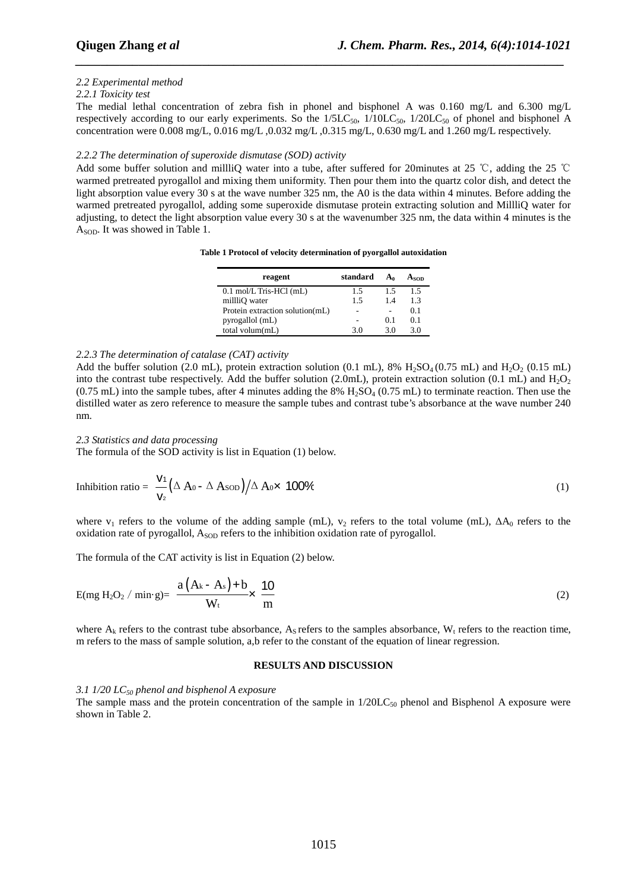*2.2 Experimental method*

*2.2.1 Toxicity test*

The medial lethal concentration of zebra fish in phonel and bisphonel A was 0.160 mg/L and 6.300 mg/L respectively according to our early experiments. So the $1/5LC_{50}$, $1/10LC_{50}$, $1/20LC_{50}$ of phonel and bisphonel A concentration were 0.008 mg/L, 0.016 mg/L ,0.032 mg/L ,0.315 mg/L, 0.630 mg/L and 1.260 mg/L respectively.

*2.2.2 The determination of superoxide dismutase (SOD) activity*

Add some buffer solution and millliQ water into a tube, after suffered for 20minutes at 25 ℃, adding the 25 ℃ warmed pretreated pyrogallol and mixing them uniformity. Then pour them into the quartz color dish, and detect the light absorption value every 30 s at the wave number 325 nm, the A0 is the data within 4 minutes. Before adding the warmed pretreated pyrogallol, adding some superoxide dismutase protein extracting solution and MillliQ water for adjusting, to detect the light absorption value every 30 s at the wavenumber 325 nm, the data within 4 minutes is the $A_{SOD}$. It was showed in Table 1.

**Table 1 Protocol of velocity determination of pyorgallol autoxidation**

| reagent | standard | $A_0$ | $A_{SOD}$ |
|---|---|---|---|
| 0.1 mol/L Tris-HCl (mL) | 1.5 | 1.5 | 1.5 |
| millliQ water | 1.5 | 1.4 | 1.3 |
| Protein extraction solution(mL) | - | - | 0.1 |
| pyrogallol (mL) | - | 0.1 | 0.1 |
| total volum(mL) | 3.0 | 3.0 | 3.0 |

*2.2.3 The determination of catalase (CAT) activity*

Add the buffer solution (2.0 mL), protein extraction solution (0.1 mL), 8% $H_2SO_4$ (0.75 mL) and $H_2O_2$ (0.15 mL) into the contrast tube respectively. Add the buffer solution (2.0mL), protein extraction solution (0.1 mL) and $H_2O_2$ (0.75 mL) into the sample tubes, after 4 minutes adding the 8% $H_2SO_4$ (0.75 mL) to terminate reaction. Then use the distilled water as zero reference to measure the sample tubes and contrast tube's absorbance at the wave number 240 nm.

*2.3 Statistics and data processing*

The formula of the SOD activity is list in Equation (1) below.

$$\text{Inhibition ratio} = \frac{v_1}{v_2}\left(\Delta A_0 - \Delta A_{SOD}\right)/\Delta A_0 \times 100\% \tag{1}$$

where $v_1$ refers to the volume of the adding sample (mL), $v_2$ refers to the total volume (mL), $\Delta A_0$ refers to the oxidation rate of pyrogallol, $A_{SOD}$ refers to the inhibition oxidation rate of pyrogallol.

The formula of the CAT activity is list in Equation (2) below.

$$E(\text{mg } H_2O_2 \text{ / min·g}) = \frac{a\left(A_k - A_s\right)+b}{W_t} \times \frac{10}{m} \tag{2}$$

where $A_k$ refers to the contrast tube absorbance, $A_S$ refers to the samples absorbance, $W_t$ refers to the reaction time, m refers to the mass of sample solution, a,b refer to the constant of the equation of linear regression.

## RESULTS AND DISCUSSION

*3.1 1/20 $LC_{50}$ phenol and bisphenol A exposure*

The sample mass and the protein concentration of the sample in $1/20LC_{50}$ phenol and Bisphenol A exposure were shown in Table 2.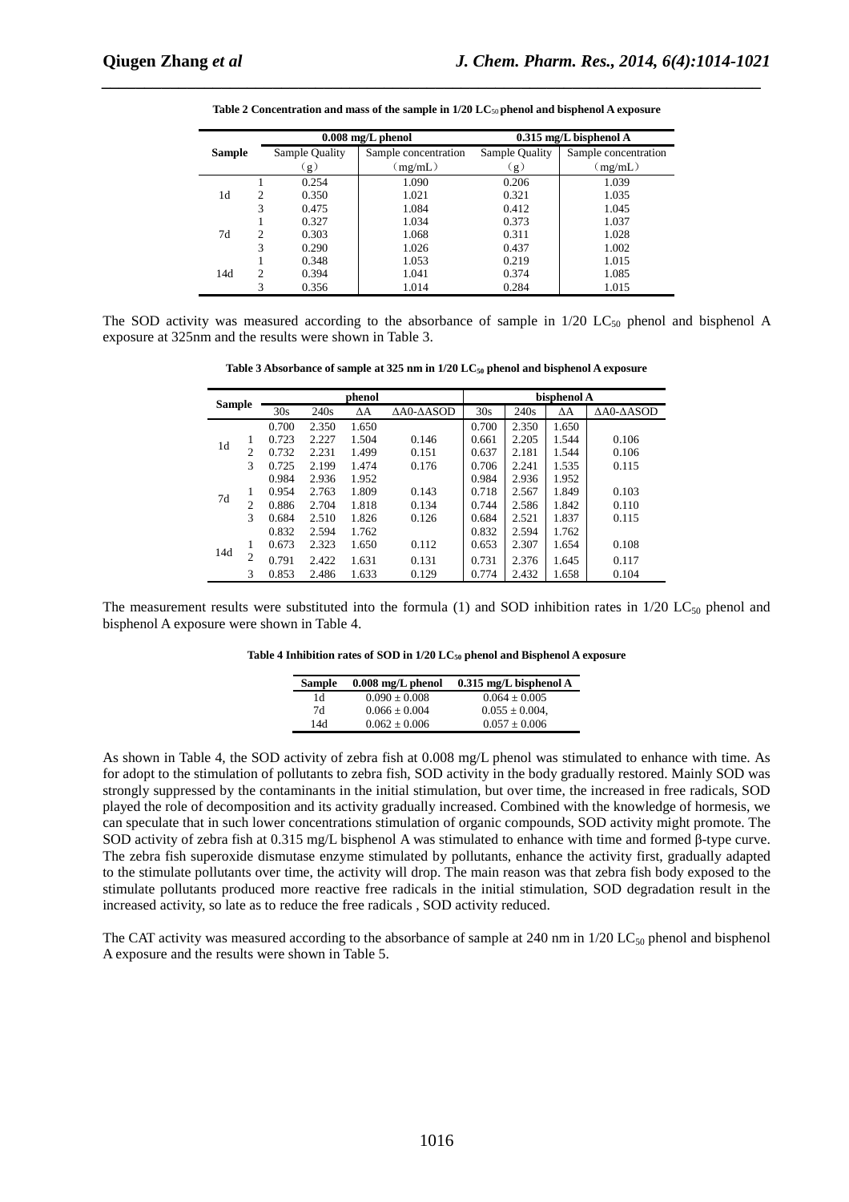**Table 2 Concentration and mass of the sample in 1/20 $LC_{50}$ phenol and bisphenol A exposure**

| Sample | | 0.008 mg/L phenol | | 0.315 mg/L bisphenol A | |
|---|---|---|---|---|---|
| | | Sample Quality (g) | Sample concentration (mg/mL) | Sample Quality (g) | Sample concentration (mg/mL) |
| 1d | 1 | 0.254 | 1.090 | 0.206 | 1.039 |
| | 2 | 0.350 | 1.021 | 0.321 | 1.035 |
| | 3 | 0.475 | 1.084 | 0.412 | 1.045 |
| 7d | 1 | 0.327 | 1.034 | 0.373 | 1.037 |
| | 2 | 0.303 | 1.068 | 0.311 | 1.028 |
| | 3 | 0.290 | 1.026 | 0.437 | 1.002 |
| 14d | 1 | 0.348 | 1.053 | 0.219 | 1.015 |
| | 2 | 0.394 | 1.041 | 0.374 | 1.085 |
| | 3 | 0.356 | 1.014 | 0.284 | 1.015 |

The SOD activity was measured according to the absorbance of sample in 1/20 $LC_{50}$ phenol and bisphenol A exposure at 325nm and the results were shown in Table 3.

**Table 3 Absorbance of sample at 325 nm in 1/20 $LC_{50}$ phenol and bisphenol A exposure**

| Sample | | phenol | | | | bisphenol A | | | |
|---|---|---|---|---|---|---|---|---|---|
| | | 30s | 240s | ΔA | ΔA0-ΔASOD | 30s | 240s | ΔA | ΔA0-ΔASOD |
| 1d | | 0.700 | 2.350 | 1.650 | | 0.700 | 2.350 | 1.650 | |
| | 1 | 0.723 | 2.227 | 1.504 | 0.146 | 0.661 | 2.205 | 1.544 | 0.106 |
| | 2 | 0.732 | 2.231 | 1.499 | 0.151 | 0.637 | 2.181 | 1.544 | 0.106 |
| | 3 | 0.725 | 2.199 | 1.474 | 0.176 | 0.706 | 2.241 | 1.535 | 0.115 |
| 7d | | 0.984 | 2.936 | 1.952 | | 0.984 | 2.936 | 1.952 | |
| | 1 | 0.954 | 2.763 | 1.809 | 0.143 | 0.718 | 2.567 | 1.849 | 0.103 |
| | 2 | 0.886 | 2.704 | 1.818 | 0.134 | 0.744 | 2.586 | 1.842 | 0.110 |
| | 3 | 0.684 | 2.510 | 1.826 | 0.126 | 0.684 | 2.521 | 1.837 | 0.115 |
| 14d | | 0.832 | 2.594 | 1.762 | | 0.832 | 2.594 | 1.762 | |
| | 1 | 0.673 | 2.323 | 1.650 | 0.112 | 0.653 | 2.307 | 1.654 | 0.108 |
| | 2 | 0.791 | 2.422 | 1.631 | 0.131 | 0.731 | 2.376 | 1.645 | 0.117 |
| | 3 | 0.853 | 2.486 | 1.633 | 0.129 | 0.774 | 2.432 | 1.658 | 0.104 |

The measurement results were substituted into the formula (1) and SOD inhibition rates in 1/20 $LC_{50}$ phenol and bisphenol A exposure were shown in Table 4.

**Table 4 Inhibition rates of SOD in 1/20 $LC_{50}$ phenol and Bisphenol A exposure**

| Sample | 0.008 mg/L phenol | 0.315 mg/L bisphenol A |
|---|---|---|
| 1d | 0.090 ± 0.008 | 0.064 ± 0.005 |
| 7d | 0.066 ± 0.004 | 0.055 ± 0.004, |
| 14d | 0.062 ± 0.006 | 0.057 ± 0.006 |

As shown in Table 4, the SOD activity of zebra fish at 0.008 mg/L phenol was stimulated to enhance with time. As for adopt to the stimulation of pollutants to zebra fish, SOD activity in the body gradually restored. Mainly SOD was strongly suppressed by the contaminants in the initial stimulation, but over time, the increased in free radicals, SOD played the role of decomposition and its activity gradually increased. Combined with the knowledge of hormesis, we can speculate that in such lower concentrations stimulation of organic compounds, SOD activity might promote. The SOD activity of zebra fish at 0.315 mg/L bisphenol A was stimulated to enhance with time and formed β-type curve. The zebra fish superoxide dismutase enzyme stimulated by pollutants, enhance the activity first, gradually adapted to the stimulate pollutants over time, the activity will drop. The main reason was that zebra fish body exposed to the stimulate pollutants produced more reactive free radicals in the initial stimulation, SOD degradation result in the increased activity, so late as to reduce the free radicals , SOD activity reduced.

The CAT activity was measured according to the absorbance of sample at 240 nm in 1/20 $LC_{50}$ phenol and bisphenol A exposure and the results were shown in Table 5.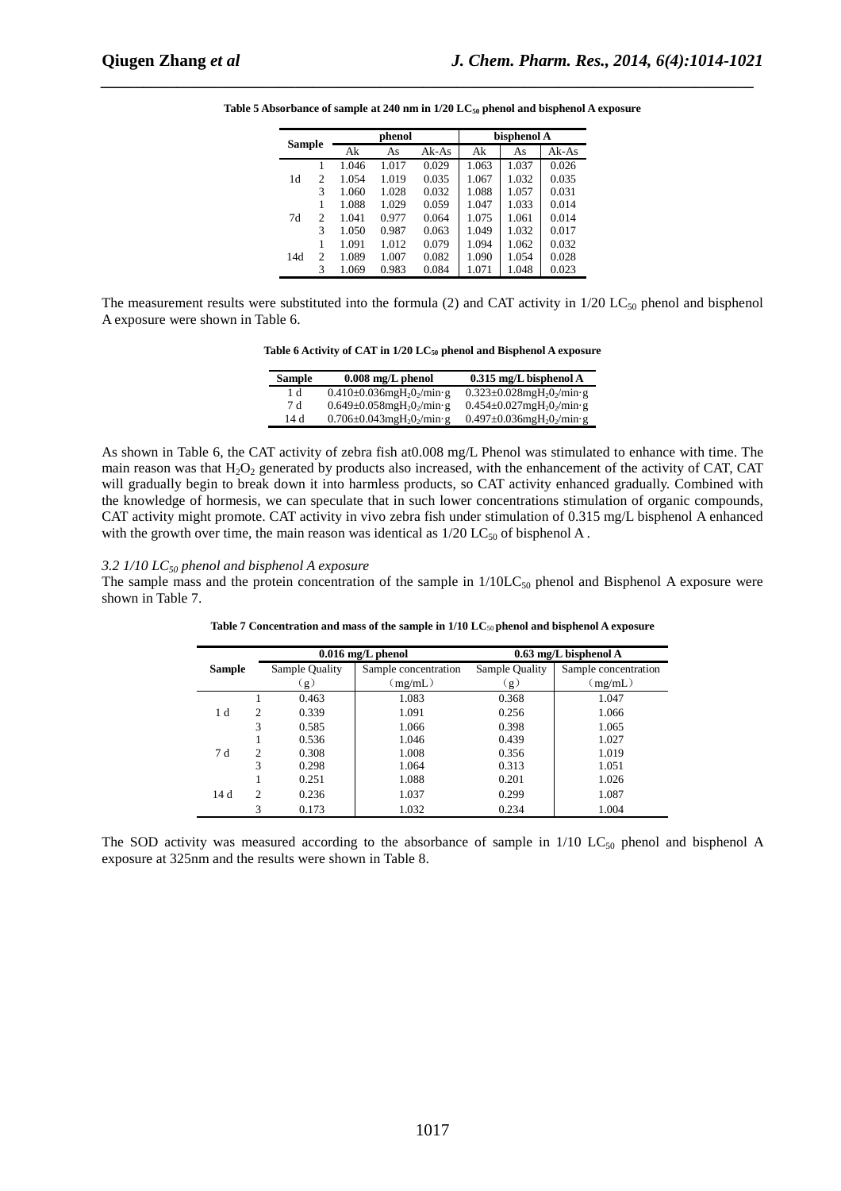**Table 5 Absorbance of sample at 240 nm in 1/20 $LC_{50}$ phenol and bisphenol A exposure**

| Sample | | phenol | | | bisphenol A | | |
|---|---|---|---|---|---|---|---|
| | | Ak | As | Ak-As | Ak | As | Ak-As |
| 1d | 1 | 1.046 | 1.017 | 0.029 | 1.063 | 1.037 | 0.026 |
| | 2 | 1.054 | 1.019 | 0.035 | 1.067 | 1.032 | 0.035 |
| | 3 | 1.060 | 1.028 | 0.032 | 1.088 | 1.057 | 0.031 |
| 7d | 1 | 1.088 | 1.029 | 0.059 | 1.047 | 1.033 | 0.014 |
| | 2 | 1.041 | 0.977 | 0.064 | 1.075 | 1.061 | 0.014 |
| | 3 | 1.050 | 0.987 | 0.063 | 1.049 | 1.032 | 0.017 |
| 14d | 1 | 1.091 | 1.012 | 0.079 | 1.094 | 1.062 | 0.032 |
| | 2 | 1.089 | 1.007 | 0.082 | 1.090 | 1.054 | 0.028 |
| | 3 | 1.069 | 0.983 | 0.084 | 1.071 | 1.048 | 0.023 |

The measurement results were substituted into the formula (2) and CAT activity in 1/20 $LC_{50}$ phenol and bisphenol A exposure were shown in Table 6.

**Table 6 Activity of CAT in 1/20 $LC_{50}$ phenol and Bisphenol A exposure**

| Sample | 0.008 mg/L phenol | 0.315 mg/L bisphenol A |
|---|---|---|
| 1 d | 0.410±0.036mg$H_2O_2$/min·g | 0.323±0.028mg$H_2O_2$/min·g |
| 7 d | 0.649±0.058mg$H_2O_2$/min·g | 0.454±0.027mg$H_2O_2$/min·g |
| 14 d | 0.706±0.043mg$H_2O_2$/min·g | 0.497±0.036mg$H_2O_2$/min·g |

As shown in Table 6, the CAT activity of zebra fish at0.008 mg/L Phenol was stimulated to enhance with time. The main reason was that $H_2O_2$ generated by products also increased, with the enhancement of the activity of CAT, CAT will gradually begin to break down it into harmless products, so CAT activity enhanced gradually. Combined with the knowledge of hormesis, we can speculate that in such lower concentrations stimulation of organic compounds, CAT activity might promote. CAT activity in vivo zebra fish under stimulation of 0.315 mg/L bisphenol A enhanced with the growth over time, the main reason was identical as 1/20 $LC_{50}$ of bisphenol A .

### *3.2 1/10 $LC_{50}$ phenol and bisphenol A exposure*

The sample mass and the protein concentration of the sample in 1/10$LC_{50}$ phenol and Bisphenol A exposure were shown in Table 7.

**Table 7 Concentration and mass of the sample in 1/10 $LC_{50}$ phenol and bisphenol A exposure**

| Sample | | 0.016 mg/L phenol | | 0.63 mg/L bisphenol A | |
|---|---|---|---|---|---|
| | | Sample Quality (g) | Sample concentration (mg/mL) | Sample Quality (g) | Sample concentration (mg/mL) |
| 1 d | 1 | 0.463 | 1.083 | 0.368 | 1.047 |
| | 2 | 0.339 | 1.091 | 0.256 | 1.066 |
| | 3 | 0.585 | 1.066 | 0.398 | 1.065 |
| 7 d | 1 | 0.536 | 1.046 | 0.439 | 1.027 |
| | 2 | 0.308 | 1.008 | 0.356 | 1.019 |
| | 3 | 0.298 | 1.064 | 0.313 | 1.051 |
| 14 d | 1 | 0.251 | 1.088 | 0.201 | 1.026 |
| | 2 | 0.236 | 1.037 | 0.299 | 1.087 |
| | 3 | 0.173 | 1.032 | 0.234 | 1.004 |

The SOD activity was measured according to the absorbance of sample in 1/10 $LC_{50}$ phenol and bisphenol A exposure at 325nm and the results were shown in Table 8.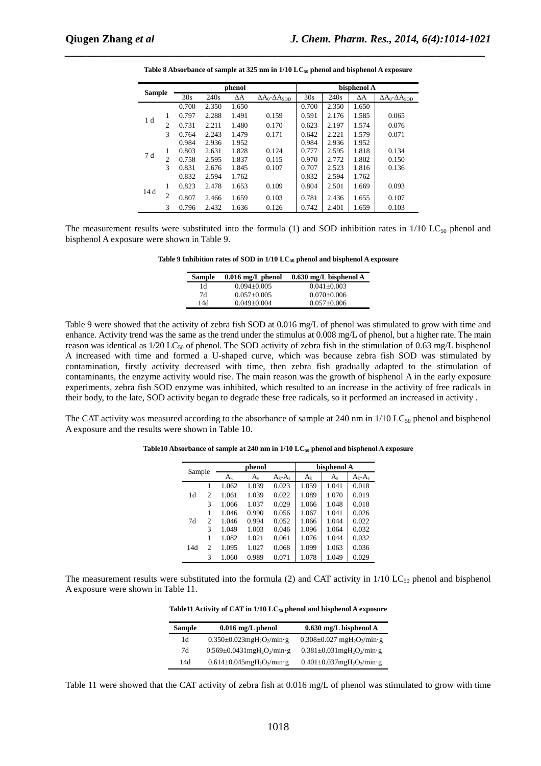**Table 8 Absorbance of sample at 325 nm in 1/10 $LC_{50}$ phenol and bisphenol A exposure**

| Sample | | phenol | | | | bisphenol A | | | |
|---|---|---|---|---|---|---|---|---|---|
| | | 30s | 240s | ΔA | $\Delta A_0$-$\Delta A_{SOD}$ | 30s | 240s | ΔA | $\Delta A_0$-$\Delta A_{SOD}$ |
| 1 d | | 0.700 | 2.350 | 1.650 | | 0.700 | 2.350 | 1.650 | |
| | 1 | 0.797 | 2.288 | 1.491 | 0.159 | 0.591 | 2.176 | 1.585 | 0.065 |
| | 2 | 0.731 | 2.211 | 1.480 | 0.170 | 0.623 | 2.197 | 1.574 | 0.076 |
| | 3 | 0.764 | 2.243 | 1.479 | 0.171 | 0.642 | 2.221 | 1.579 | 0.071 |
| 7 d | | 0.984 | 2.936 | 1.952 | | 0.984 | 2.936 | 1.952 | |
| | 1 | 0.803 | 2.631 | 1.828 | 0.124 | 0.777 | 2.595 | 1.818 | 0.134 |
| | 2 | 0.758 | 2.595 | 1.837 | 0.115 | 0.970 | 2.772 | 1.802 | 0.150 |
| | 3 | 0.831 | 2.676 | 1.845 | 0.107 | 0.707 | 2.523 | 1.816 | 0.136 |
| 14 d | | 0.832 | 2.594 | 1.762 | | 0.832 | 2.594 | 1.762 | |
| | 1 | 0.823 | 2.478 | 1.653 | 0.109 | 0.804 | 2.501 | 1.669 | 0.093 |
| | 2 | 0.807 | 2.466 | 1.659 | 0.103 | 0.781 | 2.436 | 1.655 | 0.107 |
| | 3 | 0.796 | 2.432 | 1.636 | 0.126 | 0.742 | 2.401 | 1.659 | 0.103 |

The measurement results were substituted into the formula (1) and SOD inhibition rates in 1/10 $LC_{50}$ phenol and bisphenol A exposure were shown in Table 9.

**Table 9 Inhibition rates of SOD in 1/10 $LC_{50}$ phenol and bisphenol A exposure**

| Sample | 0.016 mg/L phenol | 0.630 mg/L bisphenol A |
|---|---|---|
| 1d | 0.094±0.005 | 0.041±0.003 |
| 7d | 0.057±0.005 | 0.070±0.006 |
| 14d | 0.049±0.004 | 0.057±0.006 |

Table 9 were showed that the activity of zebra fish SOD at 0.016 mg/L of phenol was stimulated to grow with time and enhance. Activity trend was the same as the trend under the stimulus at 0.008 mg/L of phenol, but a higher rate. The main reason was identical as 1/20 $LC_{50}$ of phenol. The SOD activity of zebra fish in the stimulation of 0.63 mg/L bisphenol A increased with time and formed a U-shaped curve, which was because zebra fish SOD was stimulated by contamination, firstly activity decreased with time, then zebra fish gradually adapted to the stimulation of contaminants, the enzyme activity would rise. The main reason was the growth of bisphenol A in the early exposure experiments, zebra fish SOD enzyme was inhibited, which resulted to an increase in the activity of free radicals in their body, to the late, SOD activity began to degrade these free radicals, so it performed an increased in activity .

The CAT activity was measured according to the absorbance of sample at 240 nm in 1/10 $LC_{50}$ phenol and bisphenol A exposure and the results were shown in Table 10.

**Table10 Absorbance of sample at 240 nm in 1/10 $LC_{50}$ phenol and bisphenol A exposure**

| Sample | | phenol | | | bisphenol A | | |
|---|---|---|---|---|---|---|---|
| | | $A_k$ | $A_s$ | $A_k$-$A_s$ | $A_k$ | $A_s$ | $A_k$-$A_s$ |
| 1d | 1 | 1.062 | 1.039 | 0.023 | 1.059 | 1.041 | 0.018 |
| | 2 | 1.061 | 1.039 | 0.022 | 1.089 | 1.070 | 0.019 |
| | 3 | 1.066 | 1.037 | 0.029 | 1.066 | 1.048 | 0.018 |
| 7d | 1 | 1.046 | 0.990 | 0.056 | 1.067 | 1.041 | 0.026 |
| | 2 | 1.046 | 0.994 | 0.052 | 1.066 | 1.044 | 0.022 |
| | 3 | 1.049 | 1.003 | 0.046 | 1.096 | 1.064 | 0.032 |
| 14d | 1 | 1.082 | 1.021 | 0.061 | 1.076 | 1.044 | 0.032 |
| | 2 | 1.095 | 1.027 | 0.068 | 1.099 | 1.063 | 0.036 |
| | 3 | 1.060 | 0.989 | 0.071 | 1.078 | 1.049 | 0.029 |

The measurement results were substituted into the formula (2) and CAT activity in 1/10 $LC_{50}$ phenol and bisphenol A exposure were shown in Table 11.

**Table11 Activity of CAT in 1/10 $LC_{50}$ phenol and bisphenol A exposure**

| Sample | 0.016 mg/L phenol | 0.630 mg/L bisphenol A |
|---|---|---|
| 1d | 0.350±0.023mg$H_2O_2$/min·g | 0.308±0.027 mg$H_2O_2$/min·g |
| 7d | 0.569±0.0431mg$H_2O_2$/min·g | 0.381±0.031mg$H_2O_2$/min·g |
| 14d | 0.614±0.045mg$H_2O_2$/min·g | 0.401±0.037mg$H_2O_2$/min·g |

Table 11 were showed that the CAT activity of zebra fish at 0.016 mg/L of phenol was stimulated to grow with time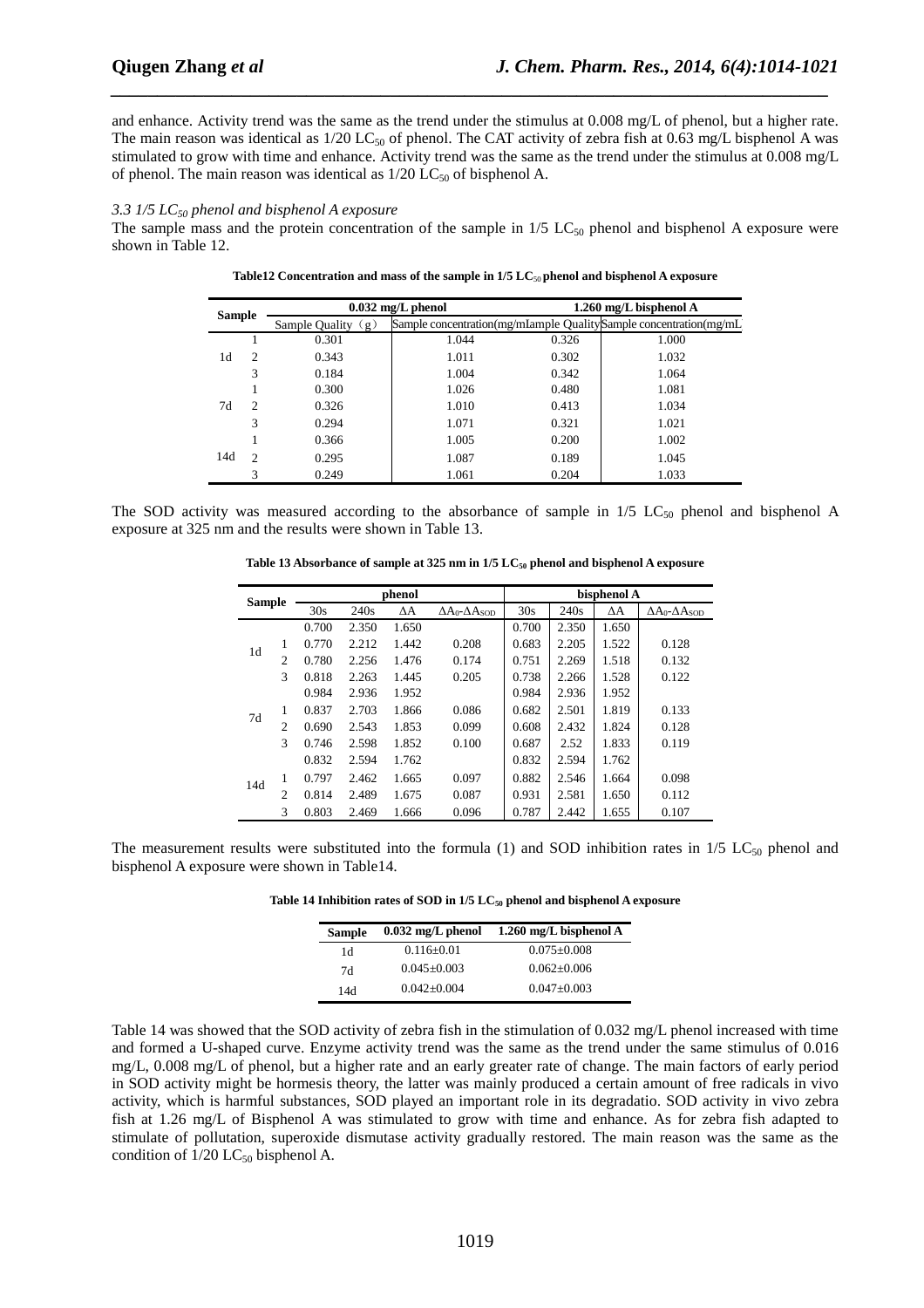and enhance. Activity trend was the same as the trend under the stimulus at 0.008 mg/L of phenol, but a higher rate. The main reason was identical as 1/20 $LC_{50}$ of phenol. The CAT activity of zebra fish at 0.63 mg/L bisphenol A was stimulated to grow with time and enhance. Activity trend was the same as the trend under the stimulus at 0.008 mg/L of phenol. The main reason was identical as 1/20 $LC_{50}$ of bisphenol A.

### *3.3 1/5 $LC_{50}$ phenol and bisphenol A exposure*

The sample mass and the protein concentration of the sample in 1/5 $LC_{50}$ phenol and bisphenol A exposure were shown in Table 12.

**Table12 Concentration and mass of the sample in 1/5 $LC_{50}$ phenol and bisphenol A exposure**

| Sample | | 0.032 mg/L phenol | | 1.260 mg/L bisphenol A | |
|---|---|---|---|---|---|
| | | Sample Quality（g） | Sample concentration(mg/mL | Sample Quality | Sample concentration(mg/mL |
| 1d | 1 | 0.301 | 1.044 | 0.326 | 1.000 |
| | 2 | 0.343 | 1.011 | 0.302 | 1.032 |
| | 3 | 0.184 | 1.004 | 0.342 | 1.064 |
| 7d | 1 | 0.300 | 1.026 | 0.480 | 1.081 |
| | 2 | 0.326 | 1.010 | 0.413 | 1.034 |
| | 3 | 0.294 | 1.071 | 0.321 | 1.021 |
| 14d | 1 | 0.366 | 1.005 | 0.200 | 1.002 |
| | 2 | 0.295 | 1.087 | 0.189 | 1.045 |
| | 3 | 0.249 | 1.061 | 0.204 | 1.033 |

The SOD activity was measured according to the absorbance of sample in 1/5 $LC_{50}$ phenol and bisphenol A exposure at 325 nm and the results were shown in Table 13.

**Table 13 Absorbance of sample at 325 nm in 1/5 $LC_{50}$ phenol and bisphenol A exposure**

| Sample | | phenol | | | | bisphenol A | | | |
|---|---|---|---|---|---|---|---|---|---|
| | | 30s | 240s | ΔA | $\Delta A_0$-$\Delta A_{SOD}$ | 30s | 240s | ΔA | $\Delta A_0$-$\Delta A_{SOD}$ |
| 1d | | 0.700 | 2.350 | 1.650 | | 0.700 | 2.350 | 1.650 | |
| | 1 | 0.770 | 2.212 | 1.442 | 0.208 | 0.683 | 2.205 | 1.522 | 0.128 |
| | 2 | 0.780 | 2.256 | 1.476 | 0.174 | 0.751 | 2.269 | 1.518 | 0.132 |
| | 3 | 0.818 | 2.263 | 1.445 | 0.205 | 0.738 | 2.266 | 1.528 | 0.122 |
| 7d | | 0.984 | 2.936 | 1.952 | | 0.984 | 2.936 | 1.952 | |
| | 1 | 0.837 | 2.703 | 1.866 | 0.086 | 0.682 | 2.501 | 1.819 | 0.133 |
| | 2 | 0.690 | 2.543 | 1.853 | 0.099 | 0.608 | 2.432 | 1.824 | 0.128 |
| | 3 | 0.746 | 2.598 | 1.852 | 0.100 | 0.687 | 2.52 | 1.833 | 0.119 |
| 14d | | 0.832 | 2.594 | 1.762 | | 0.832 | 2.594 | 1.762 | |
| | 1 | 0.797 | 2.462 | 1.665 | 0.097 | 0.882 | 2.546 | 1.664 | 0.098 |
| | 2 | 0.814 | 2.489 | 1.675 | 0.087 | 0.931 | 2.581 | 1.650 | 0.112 |
| | 3 | 0.803 | 2.469 | 1.666 | 0.096 | 0.787 | 2.442 | 1.655 | 0.107 |

The measurement results were substituted into the formula (1) and SOD inhibition rates in 1/5 $LC_{50}$ phenol and bisphenol A exposure were shown in Table14.

**Table 14 Inhibition rates of SOD in 1/5 $LC_{50}$ phenol and bisphenol A exposure**

| Sample | 0.032 mg/L phenol | 1.260 mg/L bisphenol A |
|---|---|---|
| 1d | 0.116±0.01 | 0.075±0.008 |
| 7d | 0.045±0.003 | 0.062±0.006 |
| 14d | 0.042±0.004 | 0.047±0.003 |

Table 14 was showed that the SOD activity of zebra fish in the stimulation of 0.032 mg/L phenol increased with time and formed a U-shaped curve. Enzyme activity trend was the same as the trend under the same stimulus of 0.016 mg/L, 0.008 mg/L of phenol, but a higher rate and an early greater rate of change. The main factors of early period in SOD activity might be hormesis theory, the latter was mainly produced a certain amount of free radicals in vivo activity, which is harmful substances, SOD played an important role in its degradatio. SOD activity in vivo zebra fish at 1.26 mg/L of Bisphenol A was stimulated to grow with time and enhance. As for zebra fish adapted to stimulate of pollutation, superoxide dismutase activity gradually restored. The main reason was the same as the condition of 1/20 $LC_{50}$ bisphenol A.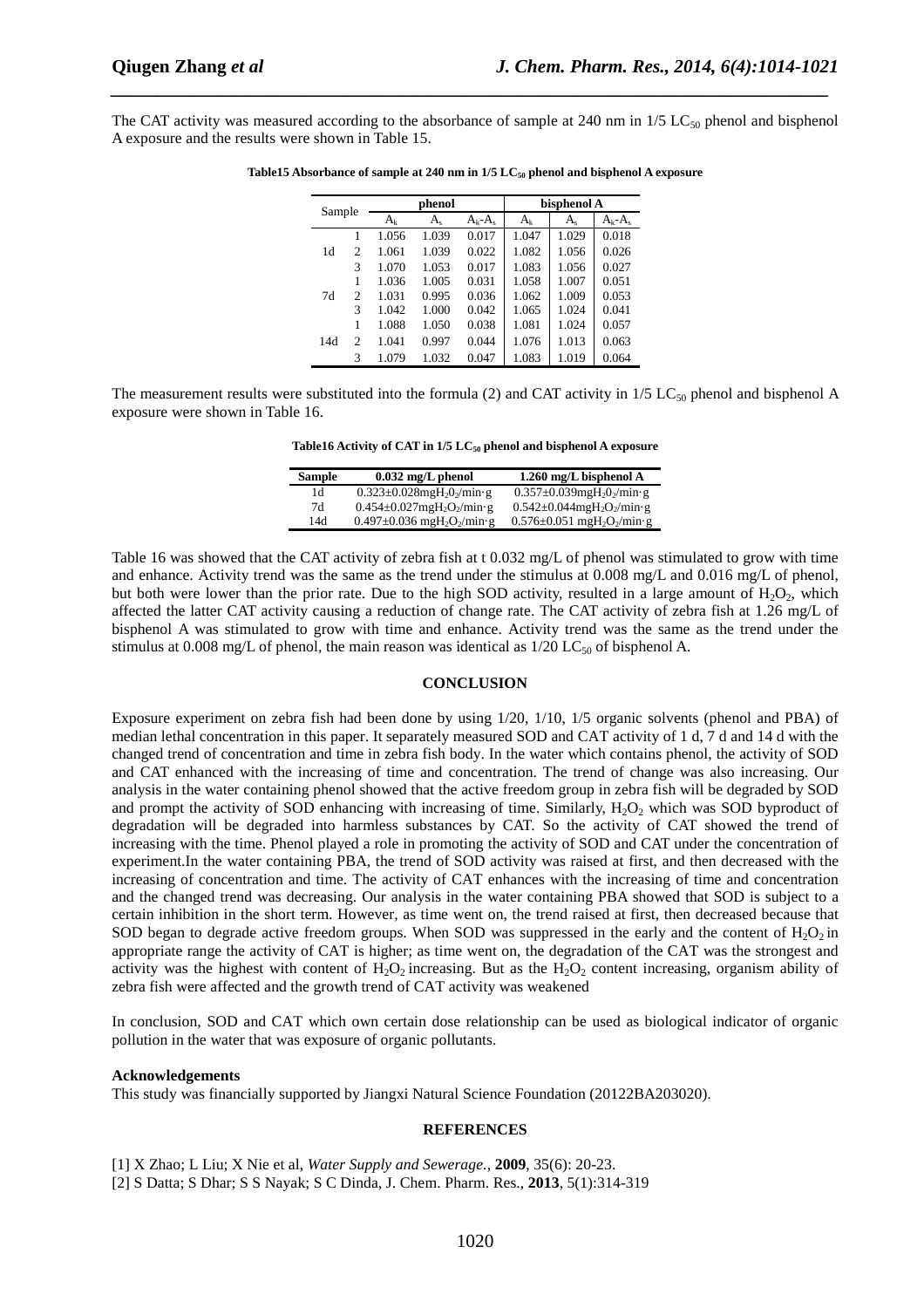The CAT activity was measured according to the absorbance of sample at 240 nm in 1/5 $LC_{50}$ phenol and bisphenol A exposure and the results were shown in Table 15.

**Table15 Absorbance of sample at 240 nm in 1/5 $LC_{50}$ phenol and bisphenol A exposure**

| Sample | | phenol | | | bisphenol A | | |
|---|---|---|---|---|---|---|---|
| | | $A_k$ | $A_s$ | $A_k$-$A_s$ | $A_k$ | $A_s$ | $A_k$-$A_s$ |
| 1d | 1 | 1.056 | 1.039 | 0.017 | 1.047 | 1.029 | 0.018 |
| | 2 | 1.061 | 1.039 | 0.022 | 1.082 | 1.056 | 0.026 |
| | 3 | 1.070 | 1.053 | 0.017 | 1.083 | 1.056 | 0.027 |
| 7d | 1 | 1.036 | 1.005 | 0.031 | 1.058 | 1.007 | 0.051 |
| | 2 | 1.031 | 0.995 | 0.036 | 1.062 | 1.009 | 0.053 |
| | 3 | 1.042 | 1.000 | 0.042 | 1.065 | 1.024 | 0.041 |
| 14d | 1 | 1.088 | 1.050 | 0.038 | 1.081 | 1.024 | 0.057 |
| | 2 | 1.041 | 0.997 | 0.044 | 1.076 | 1.013 | 0.063 |
| | 3 | 1.079 | 1.032 | 0.047 | 1.083 | 1.019 | 0.064 |

The measurement results were substituted into the formula (2) and CAT activity in 1/5 $LC_{50}$ phenol and bisphenol A exposure were shown in Table 16.

**Table16 Activity of CAT in 1/5 $LC_{50}$ phenol and bisphenol A exposure**

| Sample | 0.032 mg/L phenol | 1.260 mg/L bisphenol A |
|---|---|---|
| 1d | $0.323\pm0.028 mgH_2O_2/min\cdot g$ | $0.357\pm0.039 mgH_2O_2/min\cdot g$ |
| 7d | $0.454\pm0.027 mgH_2O_2/min\cdot g$ | $0.542\pm0.044 mgH_2O_2/min\cdot g$ |
| 14d | $0.497\pm0.036 mgH_2O_2/min\cdot g$ | $0.576\pm0.051 mgH_2O_2/min\cdot g$ |

Table 16 was showed that the CAT activity of zebra fish at t 0.032 mg/L of phenol was stimulated to grow with time and enhance. Activity trend was the same as the trend under the stimulus at 0.008 mg/L and 0.016 mg/L of phenol, but both were lower than the prior rate. Due to the high SOD activity, resulted in a large amount of $H_2O_2$, which affected the latter CAT activity causing a reduction of change rate. The CAT activity of zebra fish at 1.26 mg/L of bisphenol A was stimulated to grow with time and enhance. Activity trend was the same as the trend under the stimulus at 0.008 mg/L of phenol, the main reason was identical as 1/20 $LC_{50}$ of bisphenol A.

## CONCLUSION

Exposure experiment on zebra fish had been done by using 1/20, 1/10, 1/5 organic solvents (phenol and PBA) of median lethal concentration in this paper. It separately measured SOD and CAT activity of 1 d, 7 d and 14 d with the changed trend of concentration and time in zebra fish body. In the water which contains phenol, the activity of SOD and CAT enhanced with the increasing of time and concentration. The trend of change was also increasing. Our analysis in the water containing phenol showed that the active freedom group in zebra fish will be degraded by SOD and prompt the activity of SOD enhancing with increasing of time. Similarly, $H_2O_2$ which was SOD byproduct of degradation will be degraded into harmless substances by CAT. So the activity of CAT showed the trend of increasing with the time. Phenol played a role in promoting the activity of SOD and CAT under the concentration of experiment.In the water containing PBA, the trend of SOD activity was raised at first, and then decreased with the increasing of concentration and time. The activity of CAT enhances with the increasing of time and concentration and the changed trend was decreasing. Our analysis in the water containing PBA showed that SOD is subject to a certain inhibition in the short term. However, as time went on, the trend raised at first, then decreased because that SOD began to degrade active freedom groups. When SOD was suppressed in the early and the content of $H_2O_2$ in appropriate range the activity of CAT is higher; as time went on, the degradation of the CAT was the strongest and activity was the highest with content of $H_2O_2$ increasing. But as the $H_2O_2$ content increasing, organism ability of zebra fish were affected and the growth trend of CAT activity was weakened

In conclusion, SOD and CAT which own certain dose relationship can be used as biological indicator of organic pollution in the water that was exposure of organic pollutants.

**Acknowledgements**

This study was financially supported by Jiangxi Natural Science Foundation (20122BA203020).

## REFERENCES

[1] X Zhao; L Liu; X Nie et al, *Water Supply and Sewerage.*, **2009**, 35(6): 20-23.

[2] S Datta; S Dhar; S S Nayak; S C Dinda, J. Chem. Pharm. Res., **2013**, 5(1):314-319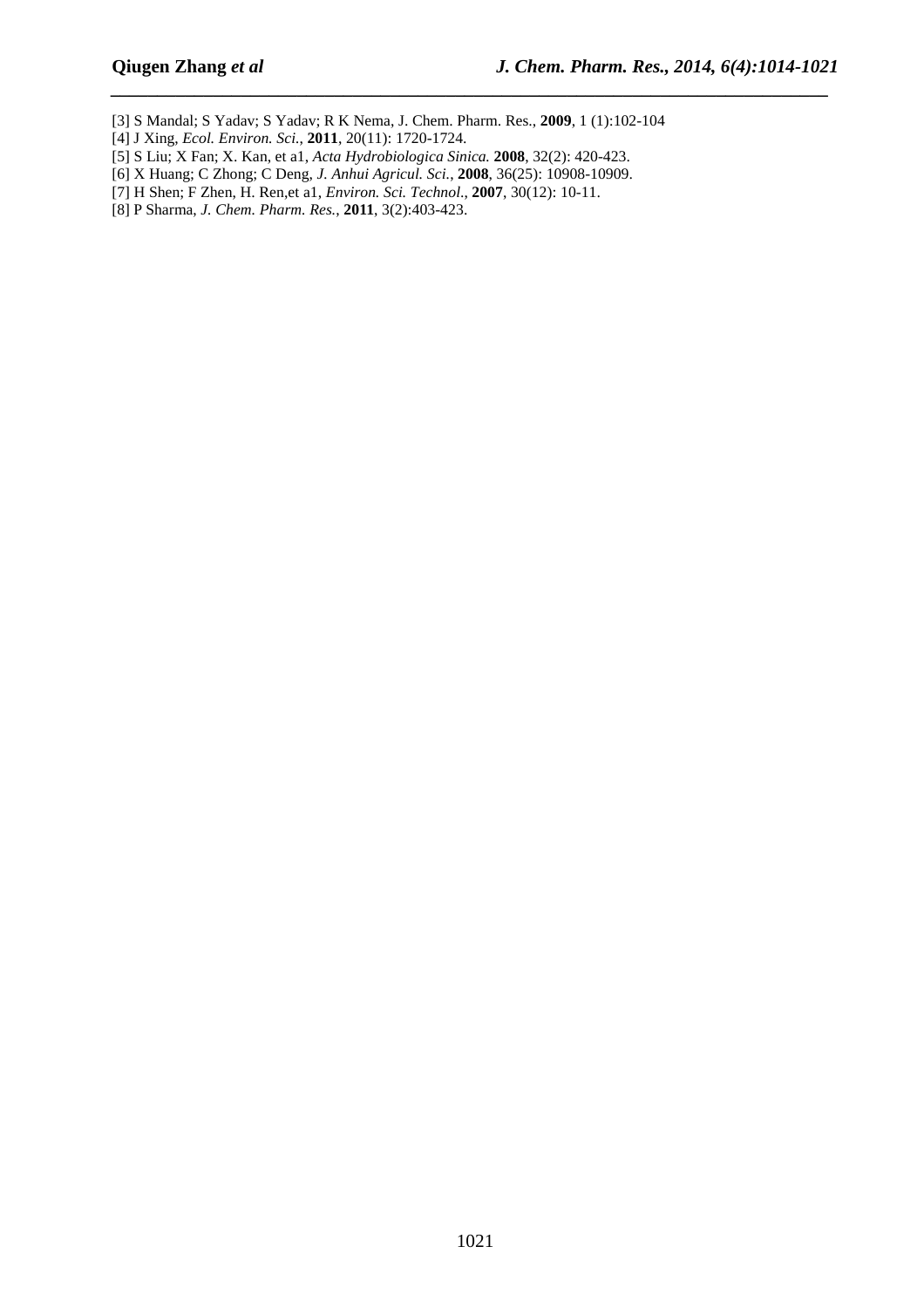[3] S Mandal; S Yadav; S Yadav; R K Nema, J. Chem. Pharm. Res., **2009**, 1 (1):102-104

[4] J Xing, *Ecol. Environ. Sci.*, **2011**, 20(11): 1720-1724.

[5] S Liu; X Fan; X. Kan, et a1, *Acta Hydrobiologica Sinica.* **2008**, 32(2): 420-423.

[6] X Huang; C Zhong; C Deng, *J. Anhui Agricul. Sci.*, **2008**, 36(25): 10908-10909.

[7] H Shen; F Zhen, H. Ren,et a1, *Environ. Sci. Technol.*, **2007**, 30(12): 10-11.

[8] P Sharma, *J. Chem. Pharm. Res.*, **2011**, 3(2):403-423.